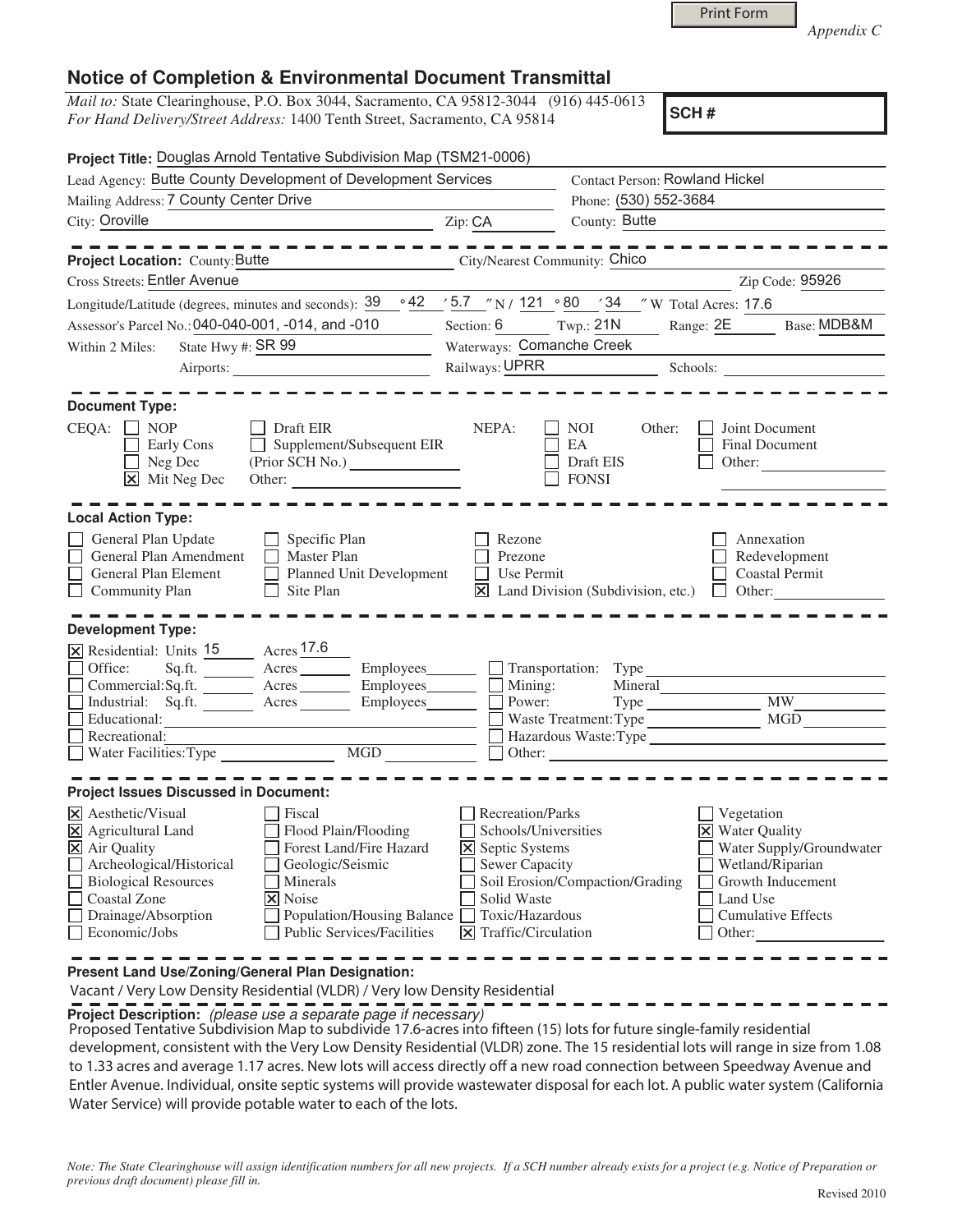Print Form

*Appendix C*

# Notice of Completion & Environmental Document Transmittal

*Mail to:* State Clearinghouse, P.O. Box 3044, Sacramento, CA 95812-3044 (916) 445-0613
*For Hand Delivery/Street Address:* 1400 Tenth Street, Sacramento, CA 95814

**SCH #**

**Project Title:** Douglas Arnold Tentative Subdivision Map (TSM21-0006)

Lead Agency: Butte County Development of Development Services
Contact Person: Rowland Hickel
Mailing Address: 7 County Center Drive
Phone: (530) 552-3684
City: Oroville
Zip: CA
County: Butte

---

**Project Location:** County: Butte
City/Nearest Community: Chico
Cross Streets: Entler Avenue
Zip Code: 95926
Longitude/Latitude (degrees, minutes and seconds): 39 °42 ′5.7 ″N / 121 °80 ′34 ″W
Total Acres: 17.6
Assessor's Parcel No.: 040-040-001, -014, and -010
Section: 6
Twp.: 21N
Range: 2E
Base: MDB&M
Within 2 Miles: State Hwy #: SR 99
Waterways: Comanche Creek
Airports:
Railways: UPRR
Schools:

---

**Document Type:**

CEQA:
- [ ] NOP
- [ ] Early Cons
- [ ] Neg Dec
- [x] Mit Neg Dec
- [ ] Draft EIR
- [ ] Supplement/Subsequent EIR (Prior SCH No.)
- Other:

NEPA:
- [ ] NOI
- [ ] EA
- [ ] Draft EIS
- [ ] FONSI

Other:
- [ ] Joint Document
- [ ] Final Document
- [ ] Other:

---

**Local Action Type:**

- [ ] General Plan Update
- [ ] General Plan Amendment
- [ ] General Plan Element
- [ ] Community Plan
- [ ] Specific Plan
- [ ] Master Plan
- [ ] Planned Unit Development
- [ ] Site Plan
- [ ] Rezone
- [ ] Prezone
- [ ] Use Permit
- [x] Land Division (Subdivision, etc.)
- [ ] Annexation
- [ ] Redevelopment
- [ ] Coastal Permit
- [ ] Other:

---

**Development Type:**

- [x] Residential: Units 15 Acres 17.6
- [ ] Office: Sq.ft. Acres Employees
- [ ] Commercial: Sq.ft. Acres Employees
- [ ] Industrial: Sq.ft. Acres Employees
- [ ] Educational:
- [ ] Recreational:
- [ ] Water Facilities: Type MGD
- [ ] Transportation: Type
- [ ] Mining: Mineral
- [ ] Power: Type MW
- [ ] Waste Treatment: Type MGD
- [ ] Hazardous Waste: Type
- [ ] Other:

---

**Project Issues Discussed in Document:**

- [x] Aesthetic/Visual
- [x] Agricultural Land
- [x] Air Quality
- [ ] Archeological/Historical
- [ ] Biological Resources
- [ ] Coastal Zone
- [ ] Drainage/Absorption
- [ ] Economic/Jobs
- [ ] Fiscal
- [ ] Flood Plain/Flooding
- [ ] Forest Land/Fire Hazard
- [ ] Geologic/Seismic
- [ ] Minerals
- [x] Noise
- [ ] Population/Housing Balance
- [ ] Public Services/Facilities
- [ ] Recreation/Parks
- [ ] Schools/Universities
- [x] Septic Systems
- [ ] Sewer Capacity
- [ ] Soil Erosion/Compaction/Grading
- [ ] Solid Waste
- [ ] Toxic/Hazardous
- [x] Traffic/Circulation
- [ ] Vegetation
- [x] Water Quality
- [ ] Water Supply/Groundwater
- [ ] Wetland/Riparian
- [ ] Growth Inducement
- [ ] Land Use
- [ ] Cumulative Effects
- [ ] Other:

---

**Present Land Use/Zoning/General Plan Designation:**

Vacant / Very Low Density Residential (VLDR) / Very low Density Residential

**Project Description:** *(please use a separate page if necessary)*

Proposed Tentative Subdivision Map to subdivide 17.6-acres into fifteen (15) lots for future single-family residential development, consistent with the Very Low Density Residential (VLDR) zone. The 15 residential lots will range in size from 1.08 to 1.33 acres and average 1.17 acres. New lots will access directly off a new road connection between Speedway Avenue and Entler Avenue. Individual, onsite septic systems will provide wastewater disposal for each lot. A public water system (California Water Service) will provide potable water to each of the lots.

*Note: The State Clearinghouse will assign identification numbers for all new projects. If a SCH number already exists for a project (e.g. Notice of Preparation or previous draft document) please fill in.*

Revised 2010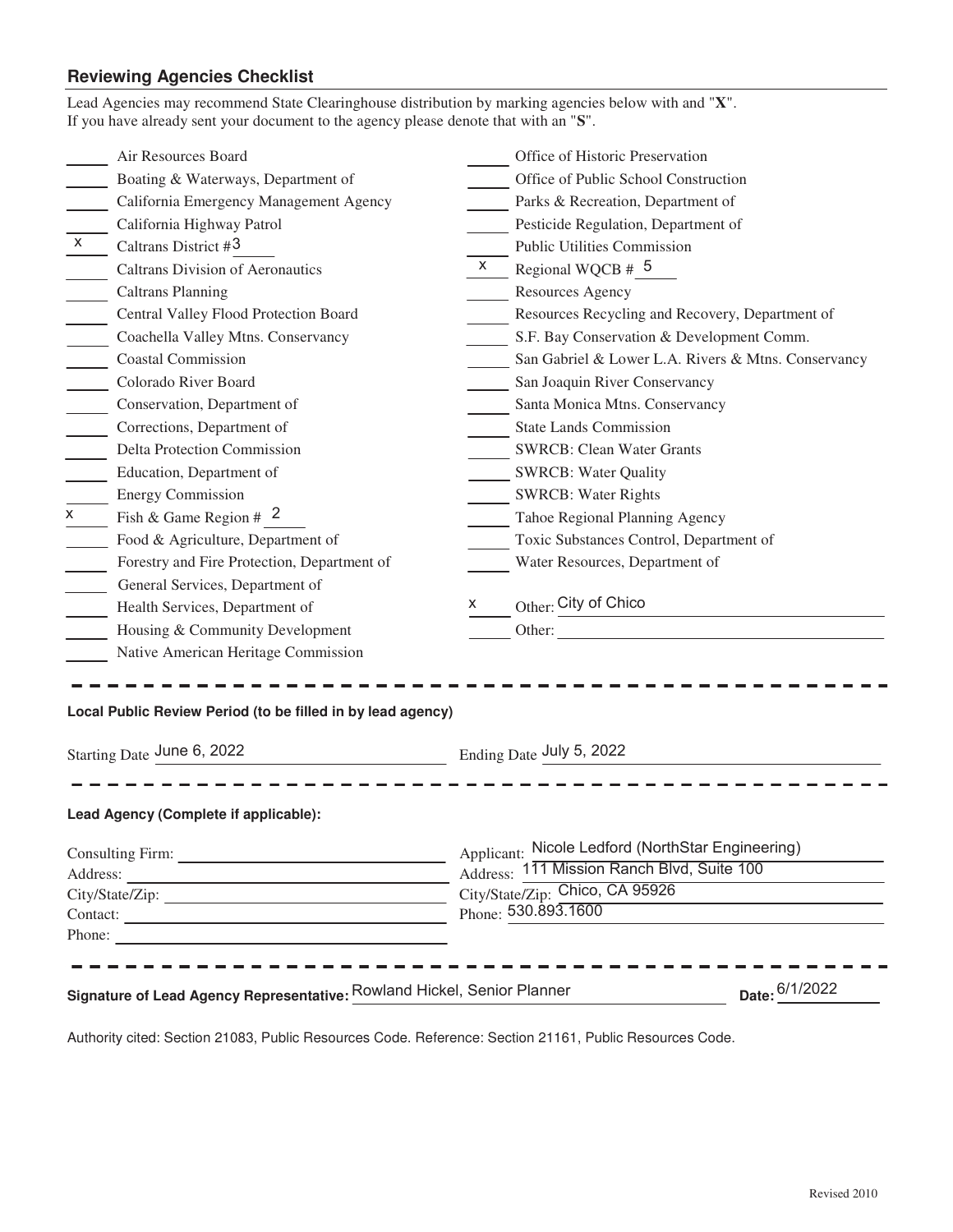## Reviewing Agencies Checklist

Lead Agencies may recommend State Clearinghouse distribution by marking agencies below with and "**X**".
If you have already sent your document to the agency please denote that with an "**S**".

| | | | |
|---|---|---|---|
| ____ | Air Resources Board | ____ | Office of Historic Preservation |
| ____ | Boating & Waterways, Department of | ____ | Office of Public School Construction |
| ____ | California Emergency Management Agency | ____ | Parks & Recreation, Department of |
| ____ | California Highway Patrol | ____ | Pesticide Regulation, Department of |
| x | Caltrans District # 3 | ____ | Public Utilities Commission |
| ____ | Caltrans Division of Aeronautics | x | Regional WQCB # 5 |
| ____ | Caltrans Planning | ____ | Resources Agency |
| ____ | Central Valley Flood Protection Board | ____ | Resources Recycling and Recovery, Department of |
| ____ | Coachella Valley Mtns. Conservancy | ____ | S.F. Bay Conservation & Development Comm. |
| ____ | Coastal Commission | ____ | San Gabriel & Lower L.A. Rivers & Mtns. Conservancy |
| ____ | Colorado River Board | ____ | San Joaquin River Conservancy |
| ____ | Conservation, Department of | ____ | Santa Monica Mtns. Conservancy |
| ____ | Corrections, Department of | ____ | State Lands Commission |
| ____ | Delta Protection Commission | ____ | SWRCB: Clean Water Grants |
| ____ | Education, Department of | ____ | SWRCB: Water Quality |
| ____ | Energy Commission | ____ | SWRCB: Water Rights |
| x | Fish & Game Region # 2 | ____ | Tahoe Regional Planning Agency |
| ____ | Food & Agriculture, Department of | ____ | Toxic Substances Control, Department of |
| ____ | Forestry and Fire Protection, Department of | ____ | Water Resources, Department of |
| ____ | General Services, Department of | | |
| ____ | Health Services, Department of | x | Other: City of Chico |
| ____ | Housing & Community Development | ____ | Other: |
| ____ | Native American Heritage Commission | | |

**Local Public Review Period (to be filled in by lead agency)**

Starting Date June 6, 2022    Ending Date July 5, 2022

**Lead Agency (Complete if applicable):**

| | | | |
|---|---|---|---|
| Consulting Firm: | | Applicant: | Nicole Ledford (NorthStar Engineering) |
| Address: | | Address: | 111 Mission Ranch Blvd, Suite 100 |
| City/State/Zip: | | City/State/Zip: | Chico, CA 95926 |
| Contact: | | Phone: | 530.893.1600 |
| Phone: | | | |

**Signature of Lead Agency Representative:** Rowland Hickel, Senior Planner    **Date:** 6/1/2022

Authority cited: Section 21083, Public Resources Code. Reference: Section 21161, Public Resources Code.

Revised 2010